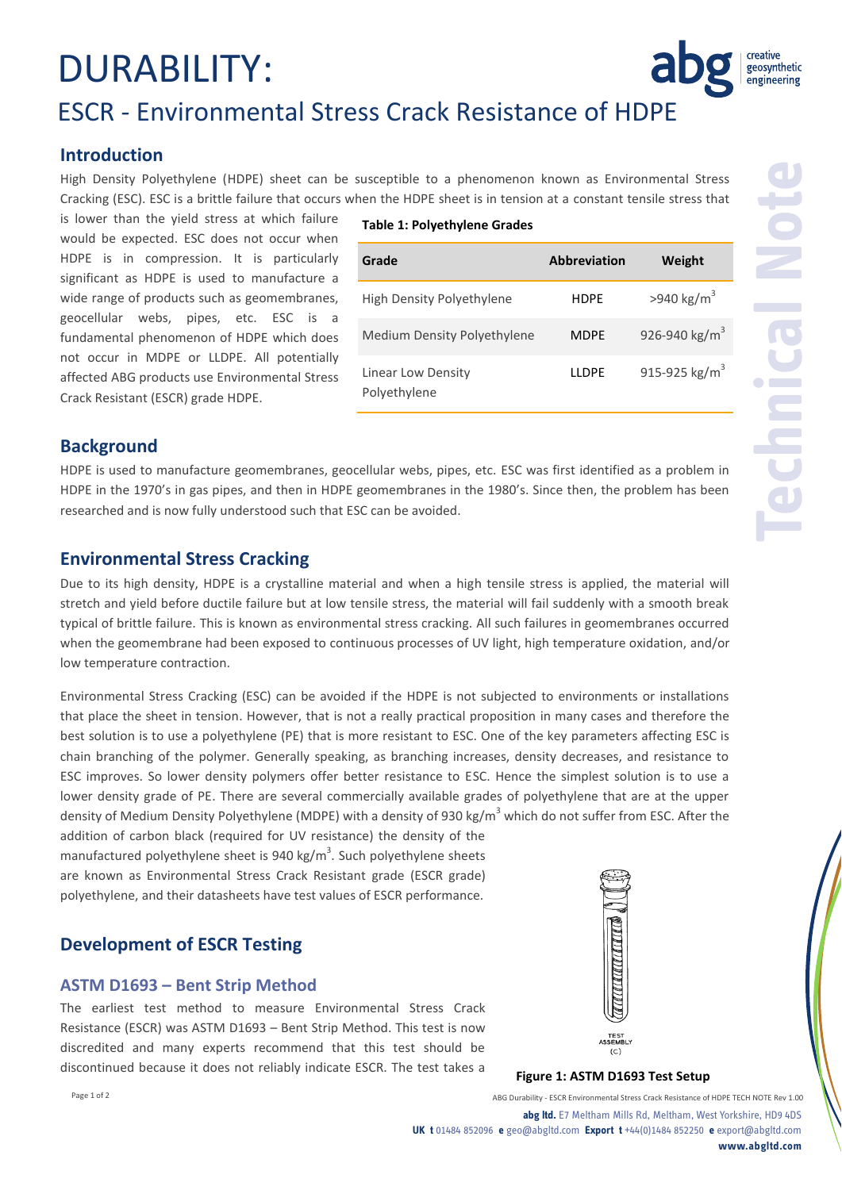# DURABILITY:

## ESCR - Environmental Stress Crack Resistance of HDPE

### Introduction

High Density Polyethylene (HDPE) sheet can be susceptible to a phenomenon known as Environmental Stress Cracking (ESC). ESC is a brittle failure that occurs when the HDPE sheet is in tension at a constant tensile stress that is lower than the yield stress at which failure would be expected. ESC does not occur when HDPE is in compression. It is particularly significant as HDPE is used to manufacture a wide range of products such as geomembranes, geocellular webs, pipes, etc. ESC is a fundamental phenomenon of HDPE which does not occur in MDPE or LLDPE. All potentially affected ABG products use Environmental Stress Crack Resistant (ESCR) grade HDPE.

**Table 1: Polyethylene Grades**

| Grade | Abbreviation | Weight |
|---|---|---|
| High Density Polyethylene | HDPE | >940 kg/m$^3$ |
| Medium Density Polyethylene | MDPE | 926-940 kg/m$^3$ |
| Linear Low Density Polyethylene | LLDPE | 915-925 kg/m$^3$ |

### Background

HDPE is used to manufacture geomembranes, geocellular webs, pipes, etc. ESC was first identified as a problem in HDPE in the 1970's in gas pipes, and then in HDPE geomembranes in the 1980's. Since then, the problem has been researched and is now fully understood such that ESC can be avoided.

### Environmental Stress Cracking

Due to its high density, HDPE is a crystalline material and when a high tensile stress is applied, the material will stretch and yield before ductile failure but at low tensile stress, the material will fail suddenly with a smooth break typical of brittle failure. This is known as environmental stress cracking. All such failures in geomembranes occurred when the geomembrane had been exposed to continuous processes of UV light, high temperature oxidation, and/or low temperature contraction.

Environmental Stress Cracking (ESC) can be avoided if the HDPE is not subjected to environments or installations that place the sheet in tension. However, that is not a really practical proposition in many cases and therefore the best solution is to use a polyethylene (PE) that is more resistant to ESC. One of the key parameters affecting ESC is chain branching of the polymer. Generally speaking, as branching increases, density decreases, and resistance to ESC improves. So lower density polymers offer better resistance to ESC. Hence the simplest solution is to use a lower density grade of PE. There are several commercially available grades of polyethylene that are at the upper density of Medium Density Polyethylene (MDPE) with a density of 930 kg/m$^3$ which do not suffer from ESC. After the addition of carbon black (required for UV resistance) the density of the manufactured polyethylene sheet is 940 kg/m$^3$. Such polyethylene sheets are known as Environmental Stress Crack Resistant grade (ESCR grade) polyethylene, and their datasheets have test values of ESCR performance.

### Development of ESCR Testing

#### ASTM D1693 – Bent Strip Method

The earliest test method to measure Environmental Stress Crack Resistance (ESCR) was ASTM D1693 – Bent Strip Method. This test is now discredited and many experts recommend that this test should be discontinued because it does not reliably indicate ESCR. The test takes a

TEST ASSEMBLY (C)

**Figure 1: ASTM D1693 Test Setup**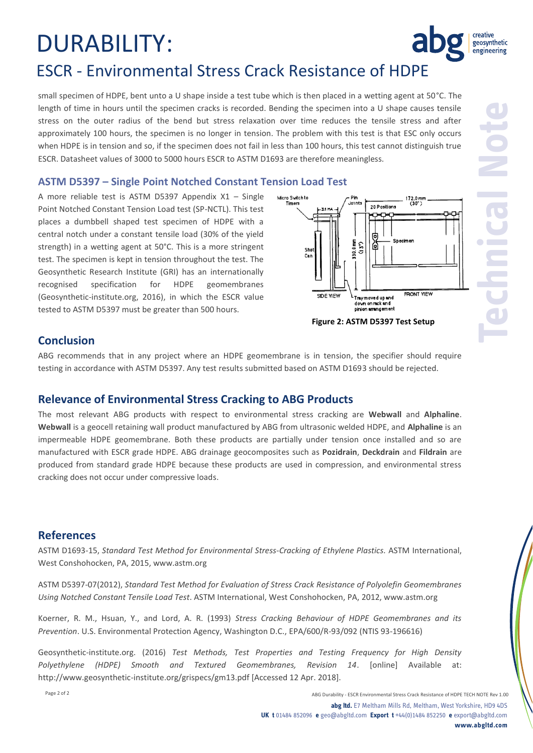# DURABILITY:

## ESCR - Environmental Stress Crack Resistance of HDPE

small specimen of HDPE, bent unto a U shape inside a test tube which is then placed in a wetting agent at 50°C. The length of time in hours until the specimen cracks is recorded. Bending the specimen into a U shape causes tensile stress on the outer radius of the bend but stress relaxation over time reduces the tensile stress and after approximately 100 hours, the specimen is no longer in tension. The problem with this test is that ESC only occurs when HDPE is in tension and so, if the specimen does not fail in less than 100 hours, this test cannot distinguish true ESCR. Datasheet values of 3000 to 5000 hours ESCR to ASTM D1693 are therefore meaningless.

### ASTM D5397 – Single Point Notched Constant Tension Load Test

A more reliable test is ASTM D5397 Appendix X1 – Single Point Notched Constant Tension Load test (SP-NCTL). This test places a dumbbell shaped test specimen of HDPE with a central notch under a constant tensile load (30% of the yield strength) in a wetting agent at 50°C. This is a more stringent test. The specimen is kept in tension throughout the test. The Geosynthetic Research Institute (GRI) has an internationally recognised specification for HDPE geomembranes (Geosynthetic-institute.org, 2016), in which the ESCR value tested to ASTM D5397 must be greater than 500 hours.

Micro Switch to Timers
Pin Joints
172.0 mm (30")
3:1 MA
20 Positions
330.0 mm (13")
Specimen
Shot Can
SIDE VIEW
FRONT VIEW
Tray moved up and down on rack and pinion arrangement

**Figure 2: ASTM D5397 Test Setup**

### Conclusion

ABG recommends that in any project where an HDPE geomembrane is in tension, the specifier should require testing in accordance with ASTM D5397. Any test results submitted based on ASTM D1693 should be rejected.

### Relevance of Environmental Stress Cracking to ABG Products

The most relevant ABG products with respect to environmental stress cracking are **Webwall** and **Alphaline**. **Webwall** is a geocell retaining wall product manufactured by ABG from ultrasonic welded HDPE, and **Alphaline** is an impermeable HDPE geomembrane. Both these products are partially under tension once installed and so are manufactured with ESCR grade HDPE. ABG drainage geocomposites such as **Pozidrain**, **Deckdrain** and **Fildrain** are produced from standard grade HDPE because these products are used in compression, and environmental stress cracking does not occur under compressive loads.

### References

ASTM D1693-15, *Standard Test Method for Environmental Stress-Cracking of Ethylene Plastics.* ASTM International, West Conshohocken, PA, 2015, www.astm.org

ASTM D5397-07(2012), *Standard Test Method for Evaluation of Stress Crack Resistance of Polyolefin Geomembranes Using Notched Constant Tensile Load Test*. ASTM International, West Conshohocken, PA, 2012, www.astm.org

Koerner, R. M., Hsuan, Y., and Lord, A. R. (1993) *Stress Cracking Behaviour of HDPE Geomembranes and its Prevention*. U.S. Environmental Protection Agency, Washington D.C., EPA/600/R-93/092 (NTIS 93-196616)

Geosynthetic-institute.org. (2016) *Test Methods, Test Properties and Testing Frequency for High Density Polyethylene (HDPE) Smooth and Textured Geomembranes, Revision 14*. [online] Available at: http://www.geosynthetic-institute.org/grispecs/gm13.pdf [Accessed 12 Apr. 2018].